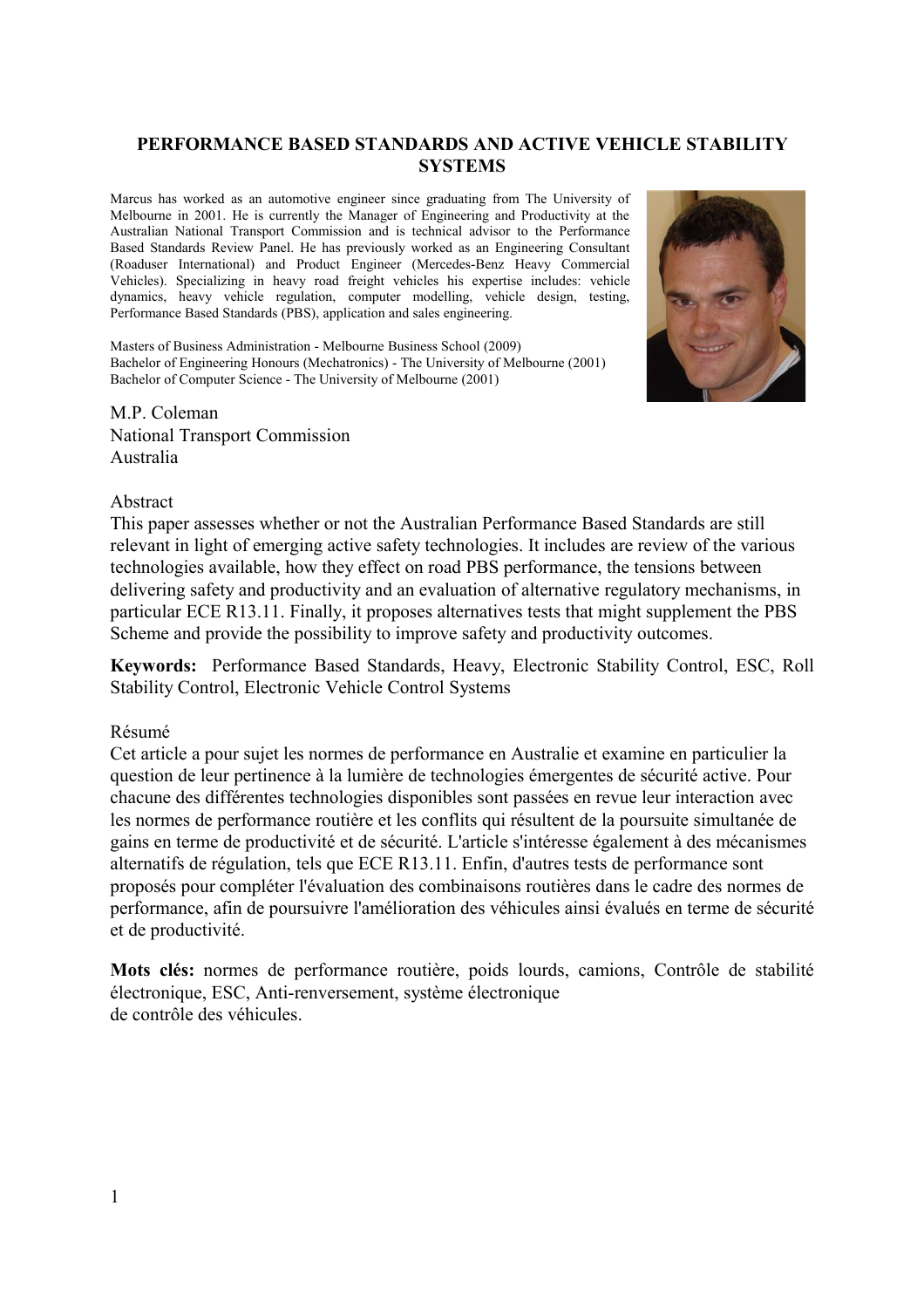# PERFORMANCE BASED STANDARDS AND ACTIVE VEHICLE STABILITY SYSTEMS

Marcus has worked as an automotive engineer since graduating from The University of Melbourne in 2001. He is currently the Manager of Engineering and Productivity at the Australian National Transport Commission and is technical advisor to the Performance Based Standards Review Panel. He has previously worked as an Engineering Consultant (Roaduser International) and Product Engineer (Mercedes-Benz Heavy Commercial Vehicles). Specializing in heavy road freight vehicles his expertise includes: vehicle dynamics, heavy vehicle regulation, computer modelling, vehicle design, testing, Performance Based Standards (PBS), application and sales engineering.

Masters of Business Administration - Melbourne Business School (2009)
Bachelor of Engineering Honours (Mechatronics) - The University of Melbourne (2001)
Bachelor of Computer Science - The University of Melbourne (2001)

M.P. Coleman
National Transport Commission
Australia

## Abstract

This paper assesses whether or not the Australian Performance Based Standards are still relevant in light of emerging active safety technologies. It includes are review of the various technologies available, how they effect on road PBS performance, the tensions between delivering safety and productivity and an evaluation of alternative regulatory mechanisms, in particular ECE R13.11. Finally, it proposes alternatives tests that might supplement the PBS Scheme and provide the possibility to improve safety and productivity outcomes.

**Keywords:** Performance Based Standards, Heavy, Electronic Stability Control, ESC, Roll Stability Control, Electronic Vehicle Control Systems

## Résumé

Cet article a pour sujet les normes de performance en Australie et examine en particulier la question de leur pertinence à la lumière de technologies émergentes de sécurité active. Pour chacune des différentes technologies disponibles sont passées en revue leur interaction avec les normes de performance routière et les conflits qui résultent de la poursuite simultanée de gains en terme de productivité et de sécurité. L'article s'intéresse également à des mécanismes alternatifs de régulation, tels que ECE R13.11. Enfin, d'autres tests de performance sont proposés pour compléter l'évaluation des combinaisons routières dans le cadre des normes de performance, afin de poursuivre l'amélioration des véhicules ainsi évalués en terme de sécurité et de productivité.

**Mots clés:** normes de performance routière, poids lourds, camions, Contrôle de stabilité électronique, ESC, Anti-renversement, système électronique de contrôle des véhicules.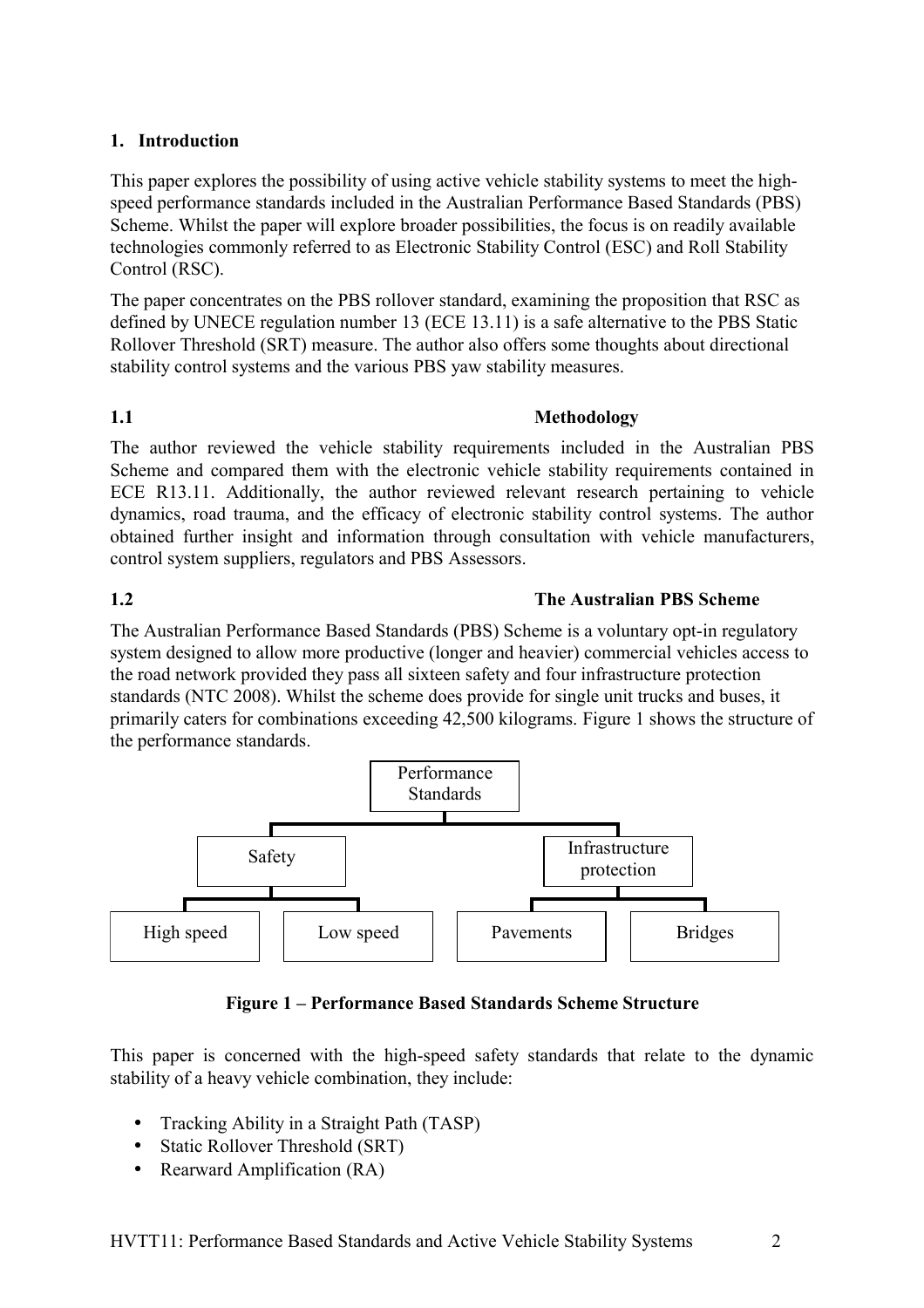## 1. Introduction

This paper explores the possibility of using active vehicle stability systems to meet the high-speed performance standards included in the Australian Performance Based Standards (PBS) Scheme. Whilst the paper will explore broader possibilities, the focus is on readily available technologies commonly referred to as Electronic Stability Control (ESC) and Roll Stability Control (RSC).

The paper concentrates on the PBS rollover standard, examining the proposition that RSC as defined by UNECE regulation number 13 (ECE 13.11) is a safe alternative to the PBS Static Rollover Threshold (SRT) measure. The author also offers some thoughts about directional stability control systems and the various PBS yaw stability measures.

### 1.1 Methodology

The author reviewed the vehicle stability requirements included in the Australian PBS Scheme and compared them with the electronic vehicle stability requirements contained in ECE R13.11. Additionally, the author reviewed relevant research pertaining to vehicle dynamics, road trauma, and the efficacy of electronic stability control systems. The author obtained further insight and information through consultation with vehicle manufacturers, control system suppliers, regulators and PBS Assessors.

### 1.2 The Australian PBS Scheme

The Australian Performance Based Standards (PBS) Scheme is a voluntary opt-in regulatory system designed to allow more productive (longer and heavier) commercial vehicles access to the road network provided they pass all sixteen safety and four infrastructure protection standards (NTC 2008). Whilst the scheme does provide for single unit trucks and buses, it primarily caters for combinations exceeding 42,500 kilograms. Figure 1 shows the structure of the performance standards.

- Performance Standards
  - Safety
    - High speed
    - Low speed
  - Infrastructure protection
    - Pavements
    - Bridges

**Figure 1 – Performance Based Standards Scheme Structure**

This paper is concerned with the high-speed safety standards that relate to the dynamic stability of a heavy vehicle combination, they include:

- Tracking Ability in a Straight Path (TASP)
- Static Rollover Threshold (SRT)
- Rearward Amplification (RA)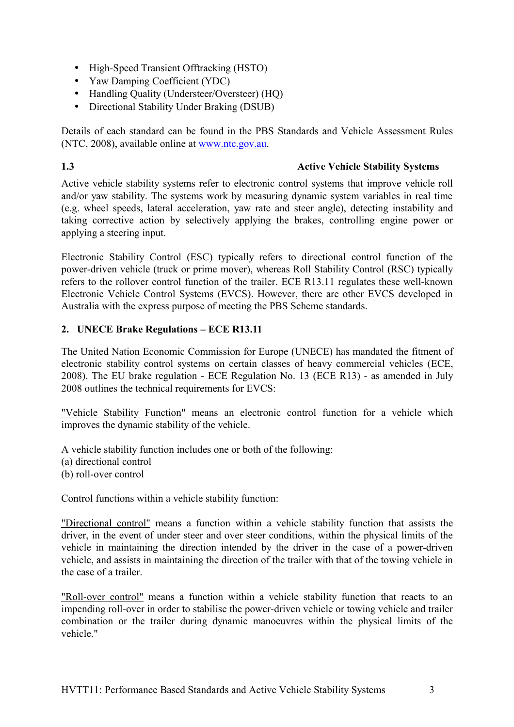- High-Speed Transient Offtracking (HSTO)
- Yaw Damping Coefficient (YDC)
- Handling Quality (Understeer/Oversteer) (HQ)
- Directional Stability Under Braking (DSUB)

Details of each standard can be found in the PBS Standards and Vehicle Assessment Rules (NTC, 2008), available online at [www.ntc.gov.au](www.ntc.gov.au).

### 1.3 Active Vehicle Stability Systems

Active vehicle stability systems refer to electronic control systems that improve vehicle roll and/or yaw stability. The systems work by measuring dynamic system variables in real time (e.g. wheel speeds, lateral acceleration, yaw rate and steer angle), detecting instability and taking corrective action by selectively applying the brakes, controlling engine power or applying a steering input.

Electronic Stability Control (ESC) typically refers to directional control function of the power-driven vehicle (truck or prime mover), whereas Roll Stability Control (RSC) typically refers to the rollover control function of the trailer. ECE R13.11 regulates these well-known Electronic Vehicle Control Systems (EVCS). However, there are other EVCS developed in Australia with the express purpose of meeting the PBS Scheme standards.

## 2. UNECE Brake Regulations – ECE R13.11

The United Nation Economic Commission for Europe (UNECE) has mandated the fitment of electronic stability control systems on certain classes of heavy commercial vehicles (ECE, 2008). The EU brake regulation - ECE Regulation No. 13 (ECE R13) - as amended in July 2008 outlines the technical requirements for EVCS:

"Vehicle Stability Function" means an electronic control function for a vehicle which improves the dynamic stability of the vehicle.

A vehicle stability function includes one or both of the following:
(a) directional control
(b) roll-over control

Control functions within a vehicle stability function:

"Directional control" means a function within a vehicle stability function that assists the driver, in the event of under steer and over steer conditions, within the physical limits of the vehicle in maintaining the direction intended by the driver in the case of a power-driven vehicle, and assists in maintaining the direction of the trailer with that of the towing vehicle in the case of a trailer.

"Roll-over control" means a function within a vehicle stability function that reacts to an impending roll-over in order to stabilise the power-driven vehicle or towing vehicle and trailer combination or the trailer during dynamic manoeuvres within the physical limits of the vehicle."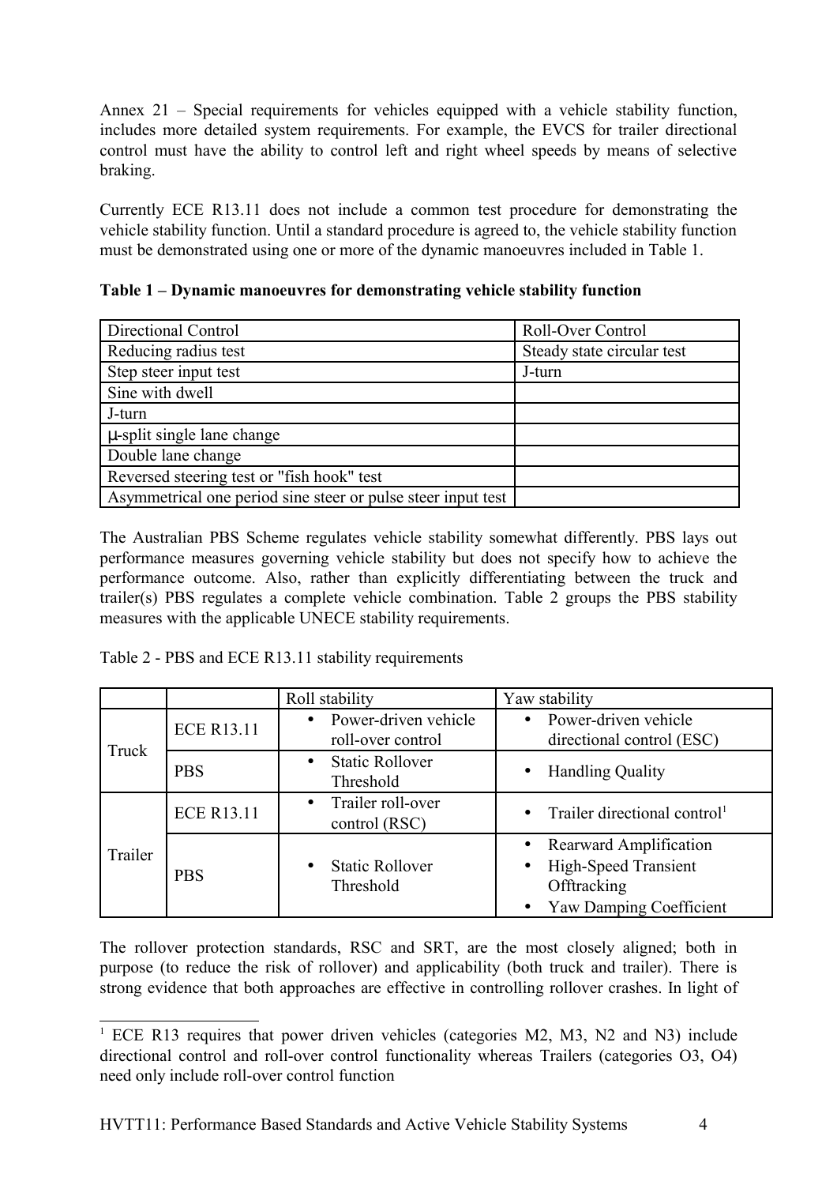Annex 21 – Special requirements for vehicles equipped with a vehicle stability function, includes more detailed system requirements. For example, the EVCS for trailer directional control must have the ability to control left and right wheel speeds by means of selective braking.

Currently ECE R13.11 does not include a common test procedure for demonstrating the vehicle stability function. Until a standard procedure is agreed to, the vehicle stability function must be demonstrated using one or more of the dynamic manoeuvres included in Table 1.

**Table 1 – Dynamic manoeuvres for demonstrating vehicle stability function**

| Directional Control | Roll-Over Control |
|---|---|
| Reducing radius test | Steady state circular test |
| Step steer input test | J-turn |
| Sine with dwell | |
| J-turn | |
| μ-split single lane change | |
| Double lane change | |
| Reversed steering test or "fish hook" test | |
| Asymmetrical one period sine steer or pulse steer input test | |

The Australian PBS Scheme regulates vehicle stability somewhat differently. PBS lays out performance measures governing vehicle stability but does not specify how to achieve the performance outcome. Also, rather than explicitly differentiating between the truck and trailer(s) PBS regulates a complete vehicle combination. Table 2 groups the PBS stability measures with the applicable UNECE stability requirements.

Table 2 - PBS and ECE R13.11 stability requirements

| | | Roll stability | Yaw stability |
|---|---|---|---|
| Truck | ECE R13.11 | • Power-driven vehicle roll-over control | • Power-driven vehicle directional control (ESC) |
| | PBS | • Static Rollover Threshold | • Handling Quality |
| Trailer | ECE R13.11 | • Trailer roll-over control (RSC) | • Trailer directional control[1] |
| | PBS | • Static Rollover Threshold | • Rearward Amplification<br>• High-Speed Transient Offtracking<br>• Yaw Damping Coefficient |

The rollover protection standards, RSC and SRT, are the most closely aligned; both in purpose (to reduce the risk of rollover) and applicability (both truck and trailer). There is strong evidence that both approaches are effective in controlling rollover crashes. In light of

[1] ECE R13 requires that power driven vehicles (categories M2, M3, N2 and N3) include directional control and roll-over control functionality whereas Trailers (categories O3, O4) need only include roll-over control function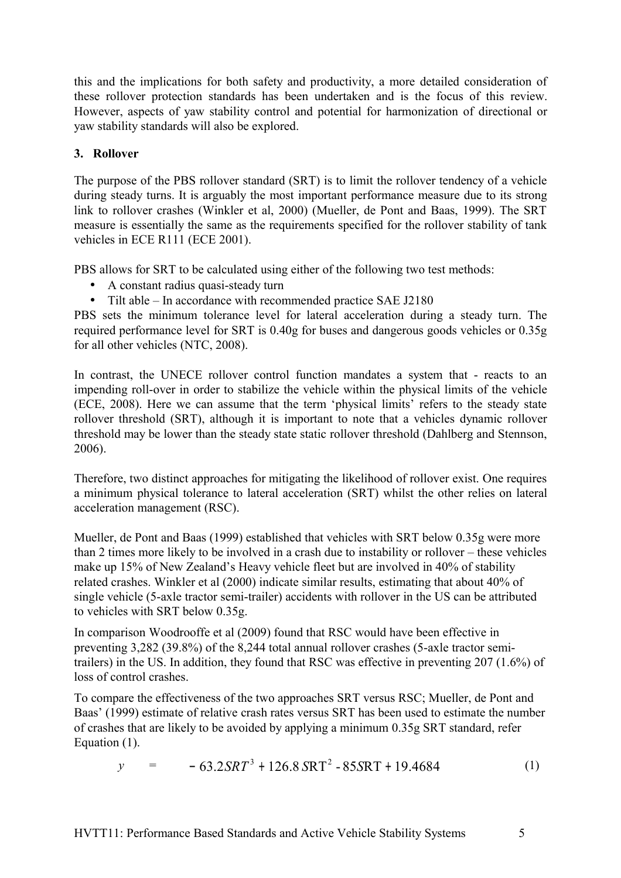this and the implications for both safety and productivity, a more detailed consideration of these rollover protection standards has been undertaken and is the focus of this review. However, aspects of yaw stability control and potential for harmonization of directional or yaw stability standards will also be explored.

## 3. Rollover

The purpose of the PBS rollover standard (SRT) is to limit the rollover tendency of a vehicle during steady turns. It is arguably the most important performance measure due to its strong link to rollover crashes (Winkler et al, 2000) (Mueller, de Pont and Baas, 1999). The SRT measure is essentially the same as the requirements specified for the rollover stability of tank vehicles in ECE R111 (ECE 2001).

PBS allows for SRT to be calculated using either of the following two test methods:

- A constant radius quasi-steady turn
- Tilt able – In accordance with recommended practice SAE J2180

PBS sets the minimum tolerance level for lateral acceleration during a steady turn. The required performance level for SRT is 0.40g for buses and dangerous goods vehicles or 0.35g for all other vehicles (NTC, 2008).

In contrast, the UNECE rollover control function mandates a system that - reacts to an impending roll-over in order to stabilize the vehicle within the physical limits of the vehicle (ECE, 2008). Here we can assume that the term 'physical limits' refers to the steady state rollover threshold (SRT), although it is important to note that a vehicles dynamic rollover threshold may be lower than the steady state static rollover threshold (Dahlberg and Stennson, 2006).

Therefore, two distinct approaches for mitigating the likelihood of rollover exist. One requires a minimum physical tolerance to lateral acceleration (SRT) whilst the other relies on lateral acceleration management (RSC).

Mueller, de Pont and Baas (1999) established that vehicles with SRT below 0.35g were more than 2 times more likely to be involved in a crash due to instability or rollover – these vehicles make up 15% of New Zealand's Heavy vehicle fleet but are involved in 40% of stability related crashes. Winkler et al (2000) indicate similar results, estimating that about 40% of single vehicle (5-axle tractor semi-trailer) accidents with rollover in the US can be attributed to vehicles with SRT below 0.35g.

In comparison Woodrooffe et al (2009) found that RSC would have been effective in preventing 3,282 (39.8%) of the 8,244 total annual rollover crashes (5-axle tractor semi-trailers) in the US. In addition, they found that RSC was effective in preventing 207 (1.6%) of loss of control crashes.

To compare the effectiveness of the two approaches SRT versus RSC; Mueller, de Pont and Baas' (1999) estimate of relative crash rates versus SRT has been used to estimate the number of crashes that are likely to be avoided by applying a minimum 0.35g SRT standard, refer Equation (1).

$$y = -63.2SRT^3 + 126.8\,SRT^2 - 85SRT + 19.4684 \qquad (1)$$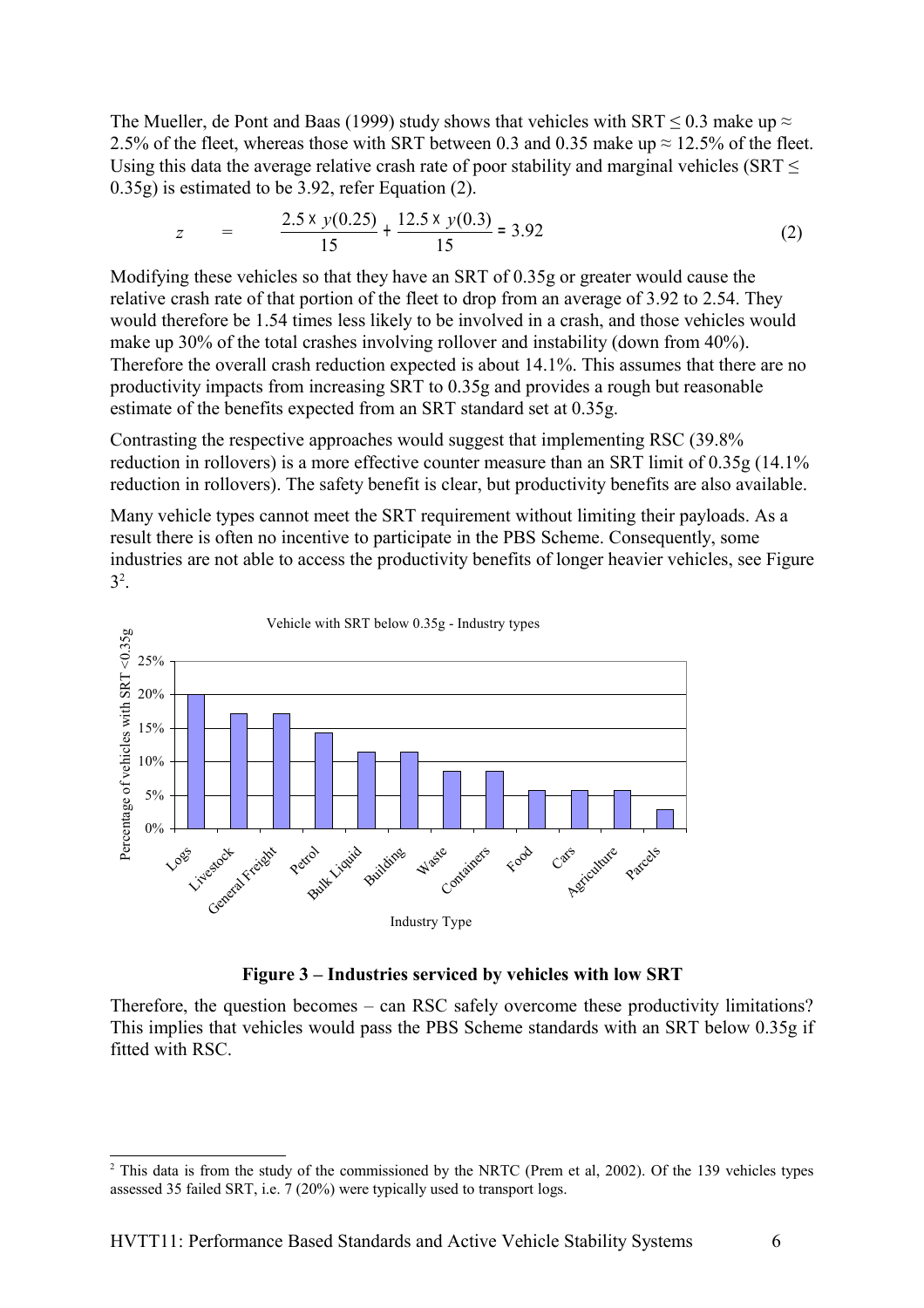The Mueller, de Pont and Baas (1999) study shows that vehicles with SRT ≤ 0.3 make up ≈ 2.5% of the fleet, whereas those with SRT between 0.3 and 0.35 make up ≈ 12.5% of the fleet. Using this data the average relative crash rate of poor stability and marginal vehicles (SRT ≤ 0.35g) is estimated to be 3.92, refer Equation (2).

$$z = \frac{2.5 \times y(0.25)}{15} + \frac{12.5 \times y(0.3)}{15} = 3.92 \tag{2}$$

Modifying these vehicles so that they have an SRT of 0.35g or greater would cause the relative crash rate of that portion of the fleet to drop from an average of 3.92 to 2.54. They would therefore be 1.54 times less likely to be involved in a crash, and those vehicles would make up 30% of the total crashes involving rollover and instability (down from 40%). Therefore the overall crash reduction expected is about 14.1%. This assumes that there are no productivity impacts from increasing SRT to 0.35g and provides a rough but reasonable estimate of the benefits expected from an SRT standard set at 0.35g.

Contrasting the respective approaches would suggest that implementing RSC (39.8% reduction in rollovers) is a more effective counter measure than an SRT limit of 0.35g (14.1% reduction in rollovers). The safety benefit is clear, but productivity benefits are also available.

Many vehicle types cannot meet the SRT requirement without limiting their payloads. As a result there is often no incentive to participate in the PBS Scheme. Consequently, some industries are not able to access the productivity benefits of longer heavier vehicles, see Figure 3[2].

Vehicle with SRT below 0.35g - Industry types

| Industry Type | Percentage of vehicles with SRT <0.35g |
|---|---|
| Logs | 20% |
| Livestock | 17% |
| General Freight | 17% |
| Petrol | 14% |
| Bulk Liquid | 11% |
| Building | 11% |
| Waste | 9% |
| Containers | 9% |
| Food | 6% |
| Cars | 6% |
| Agriculture | 6% |
| Parcels | 3% |

**Figure 3 – Industries serviced by vehicles with low SRT**

Therefore, the question becomes – can RSC safely overcome these productivity limitations? This implies that vehicles would pass the PBS Scheme standards with an SRT below 0.35g if fitted with RSC.

[2] This data is from the study of the commissioned by the NRTC (Prem et al, 2002). Of the 139 vehicles types assessed 35 failed SRT, i.e. 7 (20%) were typically used to transport logs.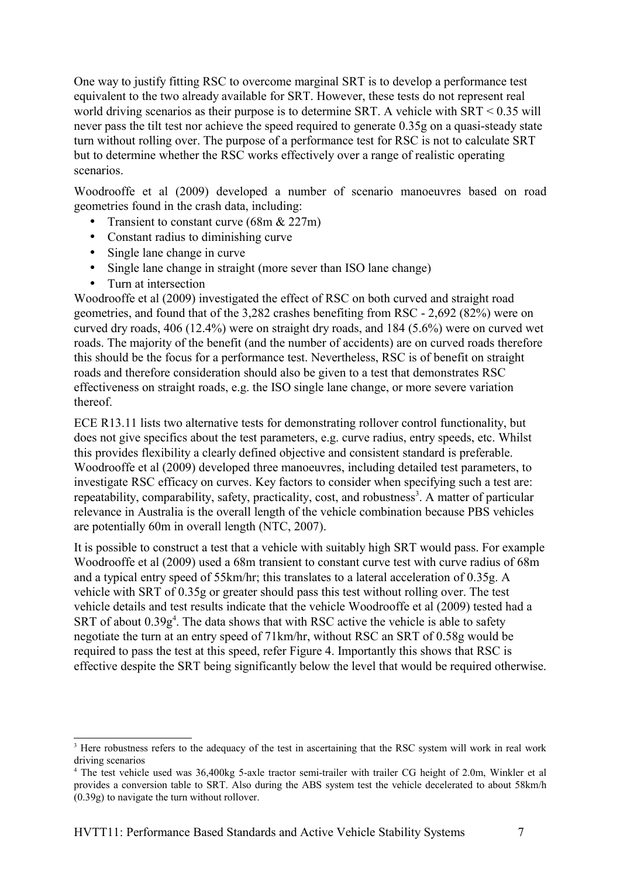One way to justify fitting RSC to overcome marginal SRT is to develop a performance test equivalent to the two already available for SRT. However, these tests do not represent real world driving scenarios as their purpose is to determine SRT. A vehicle with SRT < 0.35 will never pass the tilt test nor achieve the speed required to generate 0.35g on a quasi-steady state turn without rolling over. The purpose of a performance test for RSC is not to calculate SRT but to determine whether the RSC works effectively over a range of realistic operating scenarios.

Woodrooffe et al (2009) developed a number of scenario manoeuvres based on road geometries found in the crash data, including:

- Transient to constant curve (68m & 227m)
- Constant radius to diminishing curve
- Single lane change in curve
- Single lane change in straight (more sever than ISO lane change)
- Turn at intersection

Woodrooffe et al (2009) investigated the effect of RSC on both curved and straight road geometries, and found that of the 3,282 crashes benefiting from RSC - 2,692 (82%) were on curved dry roads, 406 (12.4%) were on straight dry roads, and 184 (5.6%) were on curved wet roads. The majority of the benefit (and the number of accidents) are on curved roads therefore this should be the focus for a performance test. Nevertheless, RSC is of benefit on straight roads and therefore consideration should also be given to a test that demonstrates RSC effectiveness on straight roads, e.g. the ISO single lane change, or more severe variation thereof.

ECE R13.11 lists two alternative tests for demonstrating rollover control functionality, but does not give specifics about the test parameters, e.g. curve radius, entry speeds, etc. Whilst this provides flexibility a clearly defined objective and consistent standard is preferable. Woodrooffe et al (2009) developed three manoeuvres, including detailed test parameters, to investigate RSC efficacy on curves. Key factors to consider when specifying such a test are: repeatability, comparability, safety, practicality, cost, and robustness[3]. A matter of particular relevance in Australia is the overall length of the vehicle combination because PBS vehicles are potentially 60m in overall length (NTC, 2007).

It is possible to construct a test that a vehicle with suitably high SRT would pass. For example Woodrooffe et al (2009) used a 68m transient to constant curve test with curve radius of 68m and a typical entry speed of 55km/hr; this translates to a lateral acceleration of 0.35g. A vehicle with SRT of 0.35g or greater should pass this test without rolling over. The test vehicle details and test results indicate that the vehicle Woodrooffe et al (2009) tested had a SRT of about 0.39g[4]. The data shows that with RSC active the vehicle is able to safety negotiate the turn at an entry speed of 71km/hr, without RSC an SRT of 0.58g would be required to pass the test at this speed, refer Figure 4. Importantly this shows that RSC is effective despite the SRT being significantly below the level that would be required otherwise.

---

[3] Here robustness refers to the adequacy of the test in ascertaining that the RSC system will work in real work driving scenarios

[4] The test vehicle used was 36,400kg 5-axle tractor semi-trailer with trailer CG height of 2.0m, Winkler et al provides a conversion table to SRT. Also during the ABS system test the vehicle decelerated to about 58km/h (0.39g) to navigate the turn without rollover.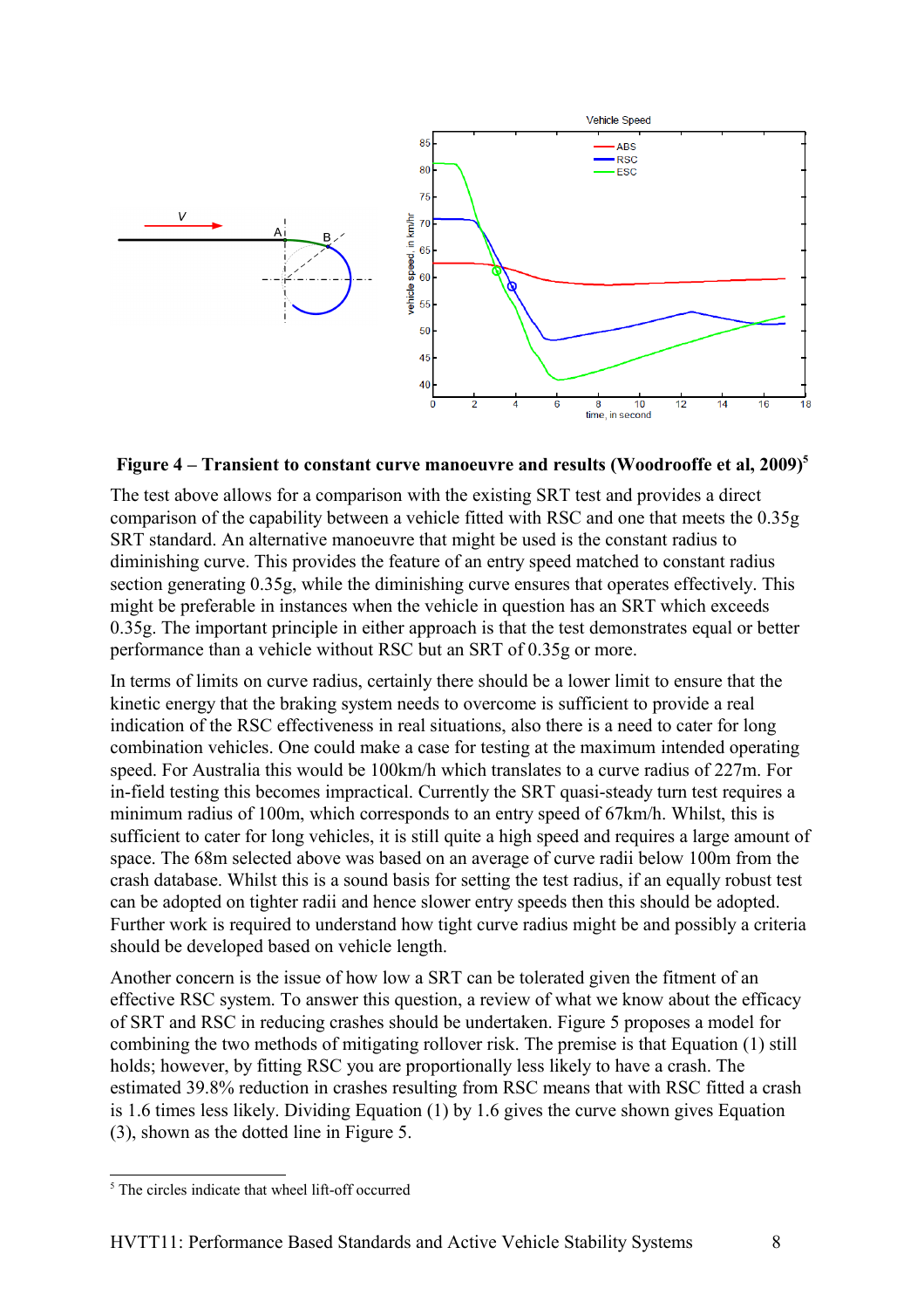**Figure 4 – Transient to constant curve manoeuvre and results (Woodrooffe et al, 2009)[5]**

The test above allows for a comparison with the existing SRT test and provides a direct comparison of the capability between a vehicle fitted with RSC and one that meets the 0.35g SRT standard. An alternative manoeuvre that might be used is the constant radius to diminishing curve. This provides the feature of an entry speed matched to constant radius section generating 0.35g, while the diminishing curve ensures that operates effectively. This might be preferable in instances when the vehicle in question has an SRT which exceeds 0.35g. The important principle in either approach is that the test demonstrates equal or better performance than a vehicle without RSC but an SRT of 0.35g or more.

In terms of limits on curve radius, certainly there should be a lower limit to ensure that the kinetic energy that the braking system needs to overcome is sufficient to provide a real indication of the RSC effectiveness in real situations, also there is a need to cater for long combination vehicles. One could make a case for testing at the maximum intended operating speed. For Australia this would be 100km/h which translates to a curve radius of 227m. For in-field testing this becomes impractical. Currently the SRT quasi-steady turn test requires a minimum radius of 100m, which corresponds to an entry speed of 67km/h. Whilst, this is sufficient to cater for long vehicles, it is still quite a high speed and requires a large amount of space. The 68m selected above was based on an average of curve radii below 100m from the crash database. Whilst this is a sound basis for setting the test radius, if an equally robust test can be adopted on tighter radii and hence slower entry speeds then this should be adopted. Further work is required to understand how tight curve radius might be and possibly a criteria should be developed based on vehicle length.

Another concern is the issue of how low a SRT can be tolerated given the fitment of an effective RSC system. To answer this question, a review of what we know about the efficacy of SRT and RSC in reducing crashes should be undertaken. Figure 5 proposes a model for combining the two methods of mitigating rollover risk. The premise is that Equation (1) still holds; however, by fitting RSC you are proportionally less likely to have a crash. The estimated 39.8% reduction in crashes resulting from RSC means that with RSC fitted a crash is 1.6 times less likely. Dividing Equation (1) by 1.6 gives the curve shown gives Equation (3), shown as the dotted line in Figure 5.

[5] The circles indicate that wheel lift-off occurred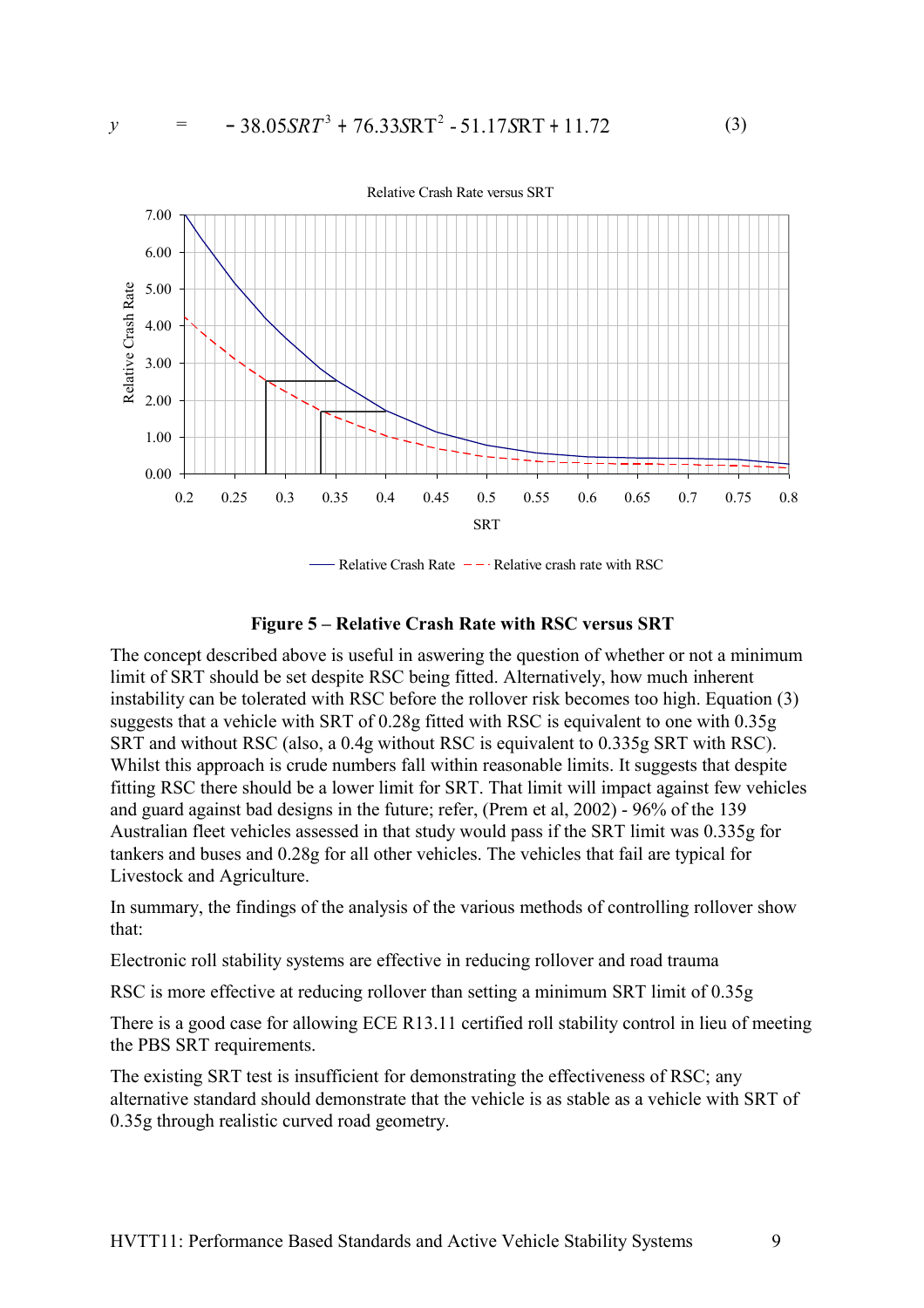$$y = -38.05SRT^3 + 76.33SRT^2 - 51.17SRT + 11.72 \quad (3)$$

**Figure 5 – Relative Crash Rate with RSC versus SRT**

The concept described above is useful in aswering the question of whether or not a minimum limit of SRT should be set despite RSC being fitted. Alternatively, how much inherent instability can be tolerated with RSC before the rollover risk becomes too high. Equation (3) suggests that a vehicle with SRT of 0.28g fitted with RSC is equivalent to one with 0.35g SRT and without RSC (also, a 0.4g without RSC is equivalent to 0.335g SRT with RSC). Whilst this approach is crude numbers fall within reasonable limits. It suggests that despite fitting RSC there should be a lower limit for SRT. That limit will impact against few vehicles and guard against bad designs in the future; refer, (Prem et al, 2002) - 96% of the 139 Australian fleet vehicles assessed in that study would pass if the SRT limit was 0.335g for tankers and buses and 0.28g for all other vehicles. The vehicles that fail are typical for Livestock and Agriculture.

In summary, the findings of the analysis of the various methods of controlling rollover show that:

Electronic roll stability systems are effective in reducing rollover and road trauma

RSC is more effective at reducing rollover than setting a minimum SRT limit of 0.35g

There is a good case for allowing ECE R13.11 certified roll stability control in lieu of meeting the PBS SRT requirements.

The existing SRT test is insufficient for demonstrating the effectiveness of RSC; any alternative standard should demonstrate that the vehicle is as stable as a vehicle with SRT of 0.35g through realistic curved road geometry.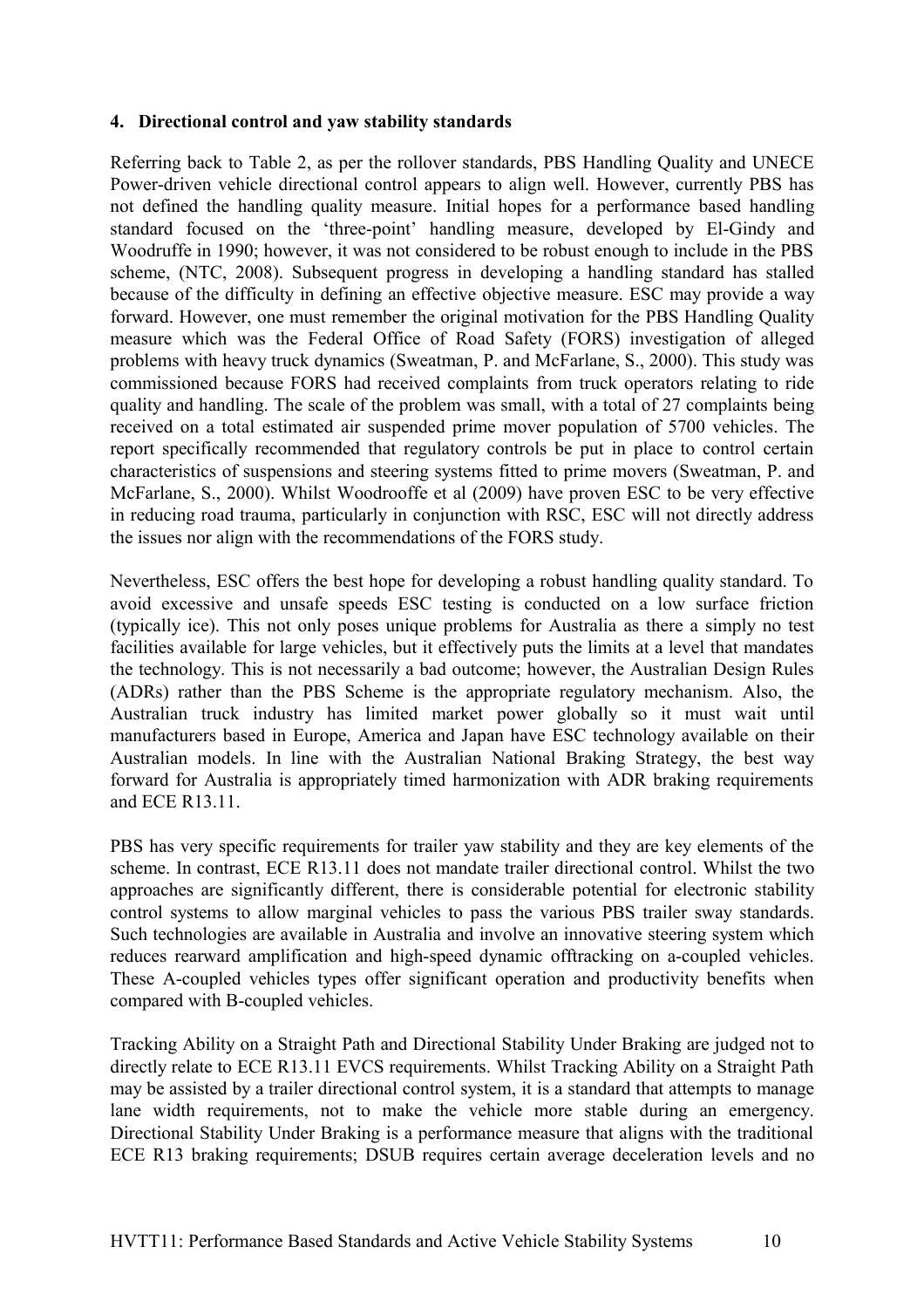**4. Directional control and yaw stability standards**

Referring back to Table 2, as per the rollover standards, PBS Handling Quality and UNECE Power-driven vehicle directional control appears to align well. However, currently PBS has not defined the handling quality measure. Initial hopes for a performance based handling standard focused on the 'three-point' handling measure, developed by El-Gindy and Woodruffe in 1990; however, it was not considered to be robust enough to include in the PBS scheme, (NTC, 2008). Subsequent progress in developing a handling standard has stalled because of the difficulty in defining an effective objective measure. ESC may provide a way forward. However, one must remember the original motivation for the PBS Handling Quality measure which was the Federal Office of Road Safety (FORS) investigation of alleged problems with heavy truck dynamics (Sweatman, P. and McFarlane, S., 2000). This study was commissioned because FORS had received complaints from truck operators relating to ride quality and handling. The scale of the problem was small, with a total of 27 complaints being received on a total estimated air suspended prime mover population of 5700 vehicles. The report specifically recommended that regulatory controls be put in place to control certain characteristics of suspensions and steering systems fitted to prime movers (Sweatman, P. and McFarlane, S., 2000). Whilst Woodrooffe et al (2009) have proven ESC to be very effective in reducing road trauma, particularly in conjunction with RSC, ESC will not directly address the issues nor align with the recommendations of the FORS study.

Nevertheless, ESC offers the best hope for developing a robust handling quality standard. To avoid excessive and unsafe speeds ESC testing is conducted on a low surface friction (typically ice). This not only poses unique problems for Australia as there a simply no test facilities available for large vehicles, but it effectively puts the limits at a level that mandates the technology. This is not necessarily a bad outcome; however, the Australian Design Rules (ADRs) rather than the PBS Scheme is the appropriate regulatory mechanism. Also, the Australian truck industry has limited market power globally so it must wait until manufacturers based in Europe, America and Japan have ESC technology available on their Australian models. In line with the Australian National Braking Strategy, the best way forward for Australia is appropriately timed harmonization with ADR braking requirements and ECE R13.11.

PBS has very specific requirements for trailer yaw stability and they are key elements of the scheme. In contrast, ECE R13.11 does not mandate trailer directional control. Whilst the two approaches are significantly different, there is considerable potential for electronic stability control systems to allow marginal vehicles to pass the various PBS trailer sway standards. Such technologies are available in Australia and involve an innovative steering system which reduces rearward amplification and high-speed dynamic offtracking on a-coupled vehicles. These A-coupled vehicles types offer significant operation and productivity benefits when compared with B-coupled vehicles.

Tracking Ability on a Straight Path and Directional Stability Under Braking are judged not to directly relate to ECE R13.11 EVCS requirements. Whilst Tracking Ability on a Straight Path may be assisted by a trailer directional control system, it is a standard that attempts to manage lane width requirements, not to make the vehicle more stable during an emergency. Directional Stability Under Braking is a performance measure that aligns with the traditional ECE R13 braking requirements; DSUB requires certain average deceleration levels and no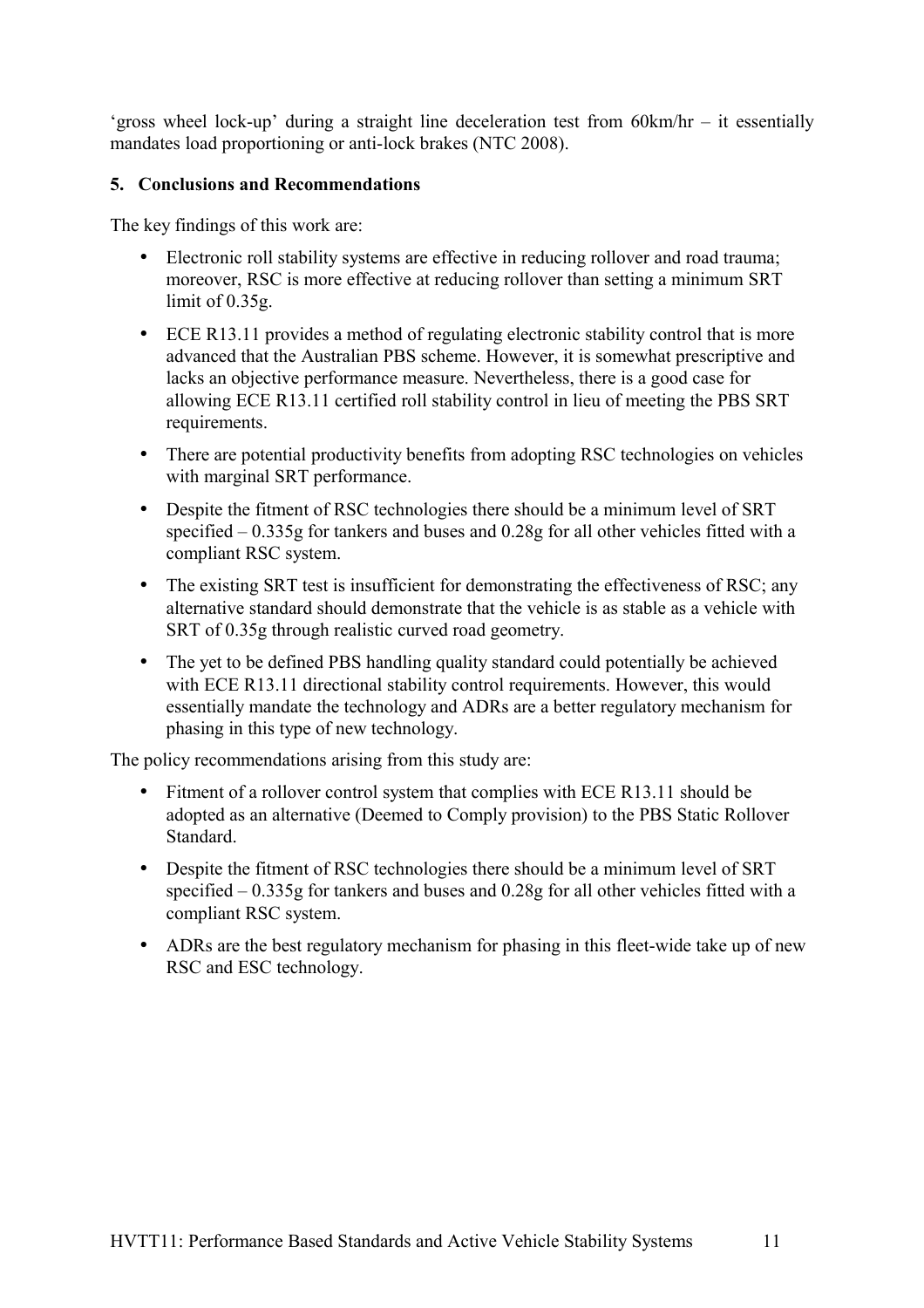'gross wheel lock-up' during a straight line deceleration test from 60km/hr – it essentially mandates load proportioning or anti-lock brakes (NTC 2008).

## 5. Conclusions and Recommendations

The key findings of this work are:

- Electronic roll stability systems are effective in reducing rollover and road trauma; moreover, RSC is more effective at reducing rollover than setting a minimum SRT limit of 0.35g.
- ECE R13.11 provides a method of regulating electronic stability control that is more advanced that the Australian PBS scheme. However, it is somewhat prescriptive and lacks an objective performance measure. Nevertheless, there is a good case for allowing ECE R13.11 certified roll stability control in lieu of meeting the PBS SRT requirements.
- There are potential productivity benefits from adopting RSC technologies on vehicles with marginal SRT performance.
- Despite the fitment of RSC technologies there should be a minimum level of SRT specified – 0.335g for tankers and buses and 0.28g for all other vehicles fitted with a compliant RSC system.
- The existing SRT test is insufficient for demonstrating the effectiveness of RSC; any alternative standard should demonstrate that the vehicle is as stable as a vehicle with SRT of 0.35g through realistic curved road geometry.
- The yet to be defined PBS handling quality standard could potentially be achieved with ECE R13.11 directional stability control requirements. However, this would essentially mandate the technology and ADRs are a better regulatory mechanism for phasing in this type of new technology.

The policy recommendations arising from this study are:

- Fitment of a rollover control system that complies with ECE R13.11 should be adopted as an alternative (Deemed to Comply provision) to the PBS Static Rollover Standard.
- Despite the fitment of RSC technologies there should be a minimum level of SRT specified – 0.335g for tankers and buses and 0.28g for all other vehicles fitted with a compliant RSC system.
- ADRs are the best regulatory mechanism for phasing in this fleet-wide take up of new RSC and ESC technology.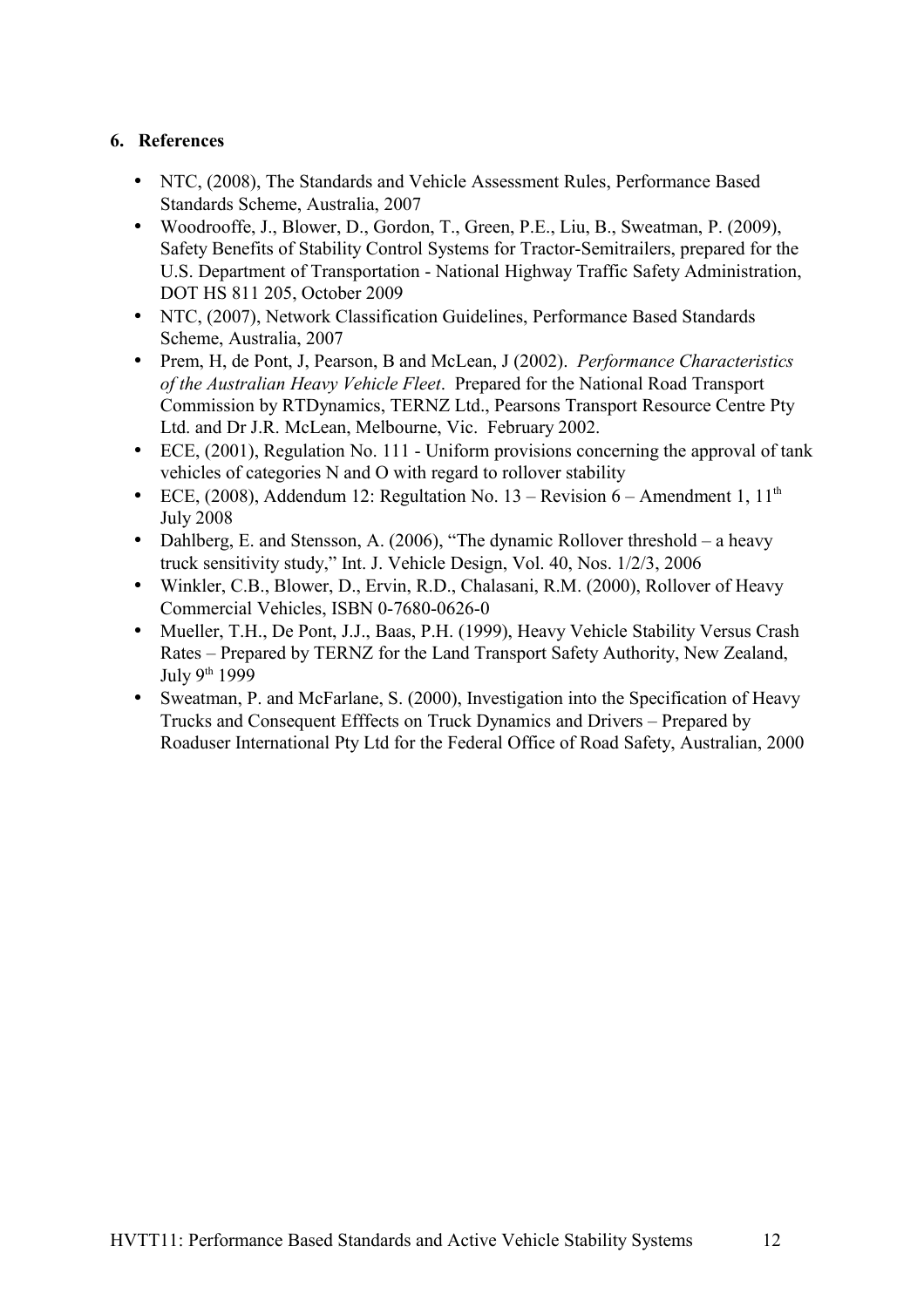## 6. References

- NTC, (2008), The Standards and Vehicle Assessment Rules, Performance Based Standards Scheme, Australia, 2007
- Woodrooffe, J., Blower, D., Gordon, T., Green, P.E., Liu, B., Sweatman, P. (2009), Safety Benefits of Stability Control Systems for Tractor-Semitrailers, prepared for the U.S. Department of Transportation - National Highway Traffic Safety Administration, DOT HS 811 205, October 2009
- NTC, (2007), Network Classification Guidelines, Performance Based Standards Scheme, Australia, 2007
- Prem, H, de Pont, J, Pearson, B and McLean, J (2002). *Performance Characteristics of the Australian Heavy Vehicle Fleet*. Prepared for the National Road Transport Commission by RTDynamics, TERNZ Ltd., Pearsons Transport Resource Centre Pty Ltd. and Dr J.R. McLean, Melbourne, Vic. February 2002.
- ECE, (2001), Regulation No. 111 - Uniform provisions concerning the approval of tank vehicles of categories N and O with regard to rollover stability
- ECE, (2008), Addendum 12: Regultation No. 13 – Revision 6 – Amendment 1, 11th July 2008
- Dahlberg, E. and Stensson, A. (2006), "The dynamic Rollover threshold – a heavy truck sensitivity study," Int. J. Vehicle Design, Vol. 40, Nos. 1/2/3, 2006
- Winkler, C.B., Blower, D., Ervin, R.D., Chalasani, R.M. (2000), Rollover of Heavy Commercial Vehicles, ISBN 0-7680-0626-0
- Mueller, T.H., De Pont, J.J., Baas, P.H. (1999), Heavy Vehicle Stability Versus Crash Rates – Prepared by TERNZ for the Land Transport Safety Authority, New Zealand, July 9th 1999
- Sweatman, P. and McFarlane, S. (2000), Investigation into the Specification of Heavy Trucks and Consequent Efffects on Truck Dynamics and Drivers – Prepared by Roaduser International Pty Ltd for the Federal Office of Road Safety, Australian, 2000